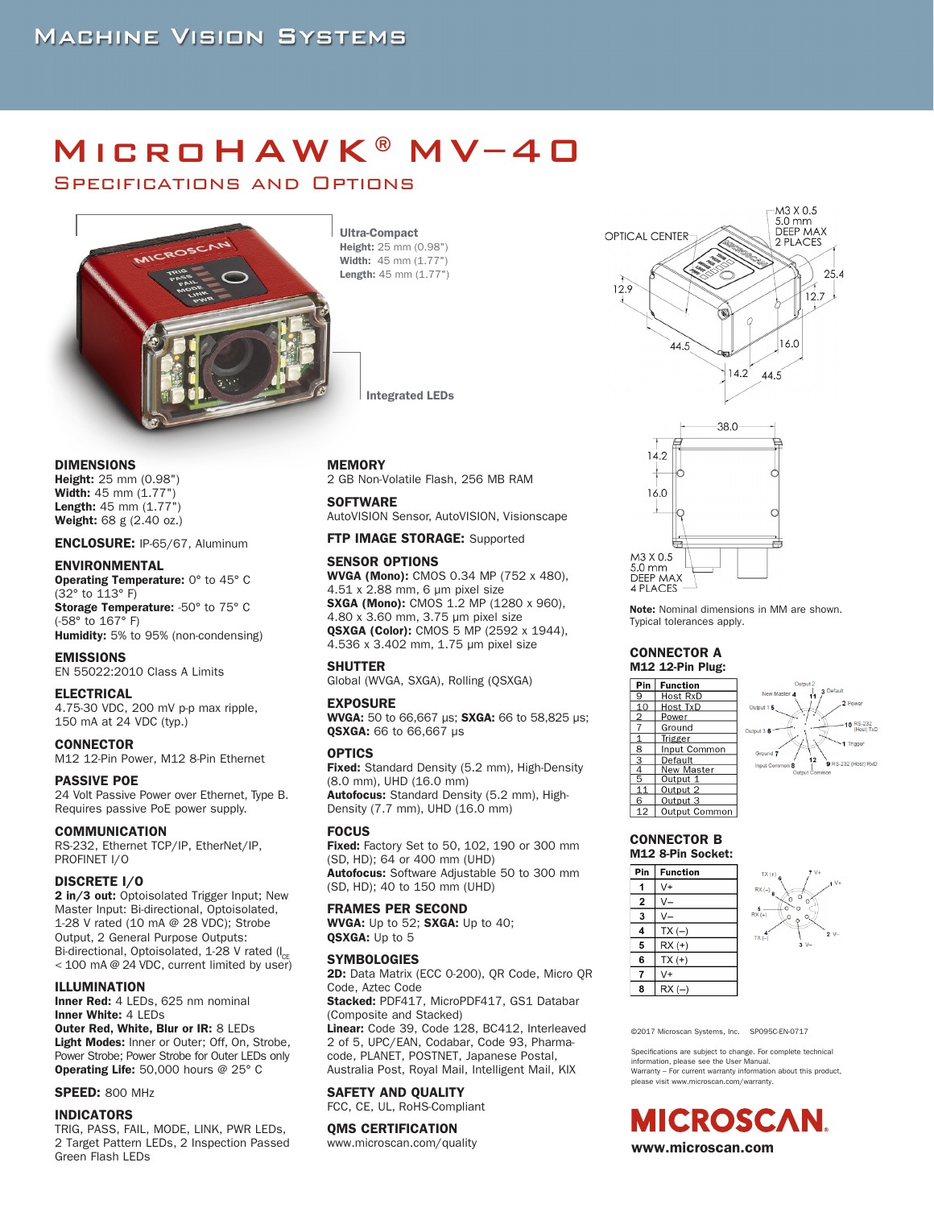# MicroHAWK® MV-40

## Specifications and Options

**Ultra-Compact**
**Height:** 25 mm (0.98")
**Width:** 45 mm (1.77")
**Length:** 45 mm (1.77")

**Integrated LEDs**

**Note:** Nominal dimensions in MM are shown. Typical tolerances apply.

### DIMENSIONS
**Height:** 25 mm (0.98")
**Width:** 45 mm (1.77")
**Length:** 45 mm (1.77")
**Weight:** 68 g (2.40 oz.)

**ENCLOSURE:** IP-65/67, Aluminum

### ENVIRONMENTAL
**Operating Temperature:** 0° to 45° C (32° to 113° F)
**Storage Temperature:** -50° to 75° C (-58° to 167° F)
**Humidity:** 5% to 95% (non-condensing)

### EMISSIONS
EN 55022:2010 Class A Limits

### ELECTRICAL
4.75-30 VDC, 200 mV p-p max ripple, 150 mA at 24 VDC (typ.)

### CONNECTOR
M12 12-Pin Power, M12 8-Pin Ethernet

### PASSIVE POE
24 Volt Passive Power over Ethernet, Type B. Requires passive PoE power supply.

### COMMUNICATION
RS-232, Ethernet TCP/IP, EtherNet/IP, PROFINET I/O

### DISCRETE I/O
**2 in/3 out:** Optoisolated Trigger Input; New Master Input: Bi-directional, Optoisolated, 1-28 V rated (10 mA @ 28 VDC); Strobe Output, 2 General Purpose Outputs: Bi-directional, Optoisolated, 1-28 V rated ($I_{CE}$ < 100 mA @ 24 VDC, current limited by user)

### ILLUMINATION
**Inner Red:** 4 LEDs, 625 nm nominal
**Inner White:** 4 LEDs
**Outer Red, White, Blur or IR:** 8 LEDs
**Light Modes:** Inner or Outer; Off, On, Strobe, Power Strobe; Power Strobe for Outer LEDs only
**Operating Life:** 50,000 hours @ 25° C

**SPEED:** 800 MHz

### INDICATORS
TRIG, PASS, FAIL, MODE, LINK, PWR LEDs, 2 Target Pattern LEDs, 2 Inspection Passed Green Flash LEDs

### MEMORY
2 GB Non-Volatile Flash, 256 MB RAM

### SOFTWARE
AutoVISION Sensor, AutoVISION, Visionscape

**FTP IMAGE STORAGE:** Supported

### SENSOR OPTIONS
**WVGA (Mono):** CMOS 0.34 MP (752 x 480), 4.51 x 2.88 mm, 6 µm pixel size
**SXGA (Mono):** CMOS 1.2 MP (1280 x 960), 4.80 x 3.60 mm, 3.75 µm pixel size
**QSXGA (Color):** CMOS 5 MP (2592 x 1944), 4.536 x 3.402 mm, 1.75 µm pixel size

### SHUTTER
Global (WVGA, SXGA), Rolling (QSXGA)

### EXPOSURE
**WVGA:** 50 to 66,667 µs; **SXGA:** 66 to 58,825 µs; **QSXGA:** 66 to 66,667 µs

### OPTICS
**Fixed:** Standard Density (5.2 mm), High-Density (8.0 mm), UHD (16.0 mm)
**Autofocus:** Standard Density (5.2 mm), High-Density (7.7 mm), UHD (16.0 mm)

### FOCUS
**Fixed:** Factory Set to 50, 102, 190 or 300 mm (SD, HD); 64 or 400 mm (UHD)
**Autofocus:** Software Adjustable 50 to 300 mm (SD, HD); 40 to 150 mm (UHD)

### FRAMES PER SECOND
**WVGA:** Up to 52; **SXGA:** Up to 40; **QSXGA:** Up to 5

### SYMBOLOGIES
**2D:** Data Matrix (ECC 0-200), QR Code, Micro QR Code, Aztec Code
**Stacked:** PDF417, MicroPDF417, GS1 Databar (Composite and Stacked)
**Linear:** Code 39, Code 128, BC412, Interleaved 2 of 5, UPC/EAN, Codabar, Code 93, Pharma-code, PLANET, POSTNET, Japanese Postal, Australia Post, Royal Mail, Intelligent Mail, KIX

### SAFETY AND QUALITY
FCC, CE, UL, RoHS-Compliant

### QMS CERTIFICATION
www.microscan.com/quality

### CONNECTOR A
**M12 12-Pin Plug:**

| Pin | Function |
|---|---|
| 9 | Host RxD |
| 10 | Host TxD |
| 2 | Power |
| 7 | Ground |
| 1 | Trigger |
| 8 | Input Common |
| 3 | Default |
| 4 | New Master |
| 5 | Output 1 |
| 11 | Output 2 |
| 6 | Output 3 |
| 12 | Output Common |

### CONNECTOR B
**M12 8-Pin Socket:**

| Pin | Function |
|---|---|
| 1 | V+ |
| 2 | V– |
| 3 | V– |
| 4 | TX (–) |
| 5 | RX (+) |
| 6 | TX (+) |
| 7 | V+ |
| 8 | RX (–) |

©2017 Microscan Systems, Inc. SP095C-EN-0717

Specifications are subject to change. For complete technical information, please see the User Manual.
Warranty – For current warranty information about this product, please visit www.microscan.com/warranty.

**MICROSCAN**
**www.microscan.com**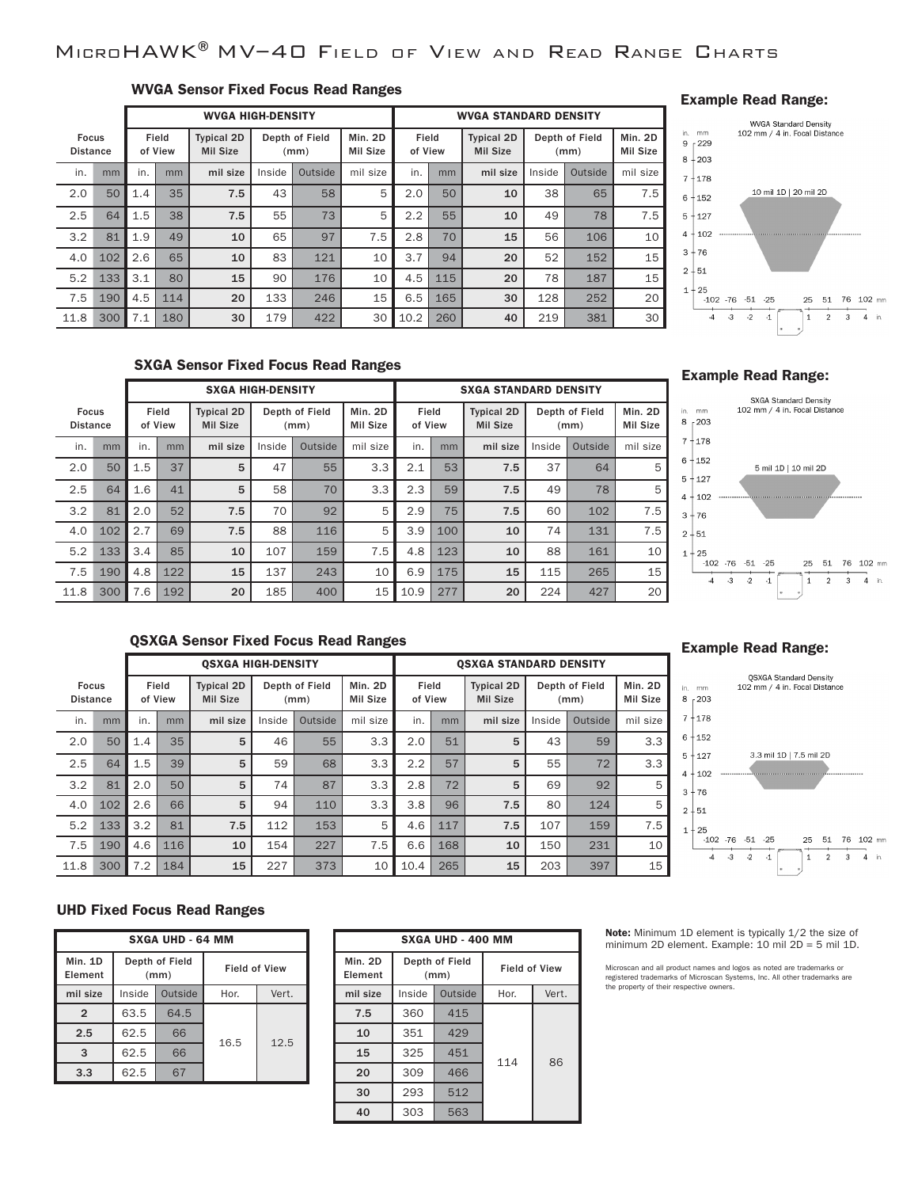# MicroHAWK® MV-40 Field of View and Read Range Charts

## WVGA Sensor Fixed Focus Read Ranges

| Focus Distance | | WVGA HIGH-DENSITY | | | | | | WVGA STANDARD DENSITY | | | | | |
|---|---|---|---|---|---|---|---|---|---|---|---|---|---|
| | | Field of View | | Typical 2D Mil Size | Depth of Field (mm) | | Min. 2D Mil Size | Field of View | | Typical 2D Mil Size | Depth of Field (mm) | | Min. 2D Mil Size |
| in. | mm | in. | mm | mil size | Inside | Outside | mil size | in. | mm | mil size | Inside | Outside | mil size |
| 2.0 | 50 | 1.4 | 35 | 7.5 | 43 | 58 | 5 | 2.0 | 50 | 10 | 38 | 65 | 7.5 |
| 2.5 | 64 | 1.5 | 38 | 7.5 | 55 | 73 | 5 | 2.2 | 55 | 10 | 49 | 78 | 7.5 |
| 3.2 | 81 | 1.9 | 49 | 10 | 65 | 97 | 7.5 | 2.8 | 70 | 15 | 56 | 106 | 10 |
| 4.0 | 102 | 2.6 | 65 | 10 | 83 | 121 | 10 | 3.7 | 94 | 20 | 52 | 152 | 15 |
| 5.2 | 133 | 3.1 | 80 | 15 | 90 | 176 | 10 | 4.5 | 115 | 20 | 78 | 187 | 15 |
| 7.5 | 190 | 4.5 | 114 | 20 | 133 | 246 | 15 | 6.5 | 165 | 30 | 128 | 252 | 20 |
| 11.8 | 300 | 7.1 | 180 | 30 | 179 | 422 | 30 | 10.2 | 260 | 40 | 219 | 381 | 30 |

### Example Read Range:

WVGA Standard Density
102 mm / 4 in. Focal Distance
10 mil 1D | 20 mil 2D

## SXGA Sensor Fixed Focus Read Ranges

| Focus Distance | | SXGA HIGH-DENSITY | | | | | | SXGA STANDARD DENSITY | | | | | |
|---|---|---|---|---|---|---|---|---|---|---|---|---|---|
| | | Field of View | | Typical 2D Mil Size | Depth of Field (mm) | | Min. 2D Mil Size | Field of View | | Typical 2D Mil Size | Depth of Field (mm) | | Min. 2D Mil Size |
| in. | mm | in. | mm | mil size | Inside | Outside | mil size | in. | mm | mil size | Inside | Outside | mil size |
| 2.0 | 50 | 1.5 | 37 | 5 | 47 | 55 | 3.3 | 2.1 | 53 | 7.5 | 37 | 64 | 5 |
| 2.5 | 64 | 1.6 | 41 | 5 | 58 | 70 | 3.3 | 2.3 | 59 | 7.5 | 49 | 78 | 5 |
| 3.2 | 81 | 2.0 | 52 | 7.5 | 70 | 92 | 5 | 2.9 | 75 | 7.5 | 60 | 102 | 7.5 |
| 4.0 | 102 | 2.7 | 69 | 7.5 | 88 | 116 | 5 | 3.9 | 100 | 10 | 74 | 131 | 7.5 |
| 5.2 | 133 | 3.4 | 85 | 10 | 107 | 159 | 7.5 | 4.8 | 123 | 10 | 88 | 161 | 10 |
| 7.5 | 190 | 4.8 | 122 | 15 | 137 | 243 | 10 | 6.9 | 175 | 15 | 115 | 265 | 15 |
| 11.8 | 300 | 7.6 | 192 | 20 | 185 | 400 | 15 | 10.9 | 277 | 20 | 224 | 427 | 20 |

### Example Read Range:

SXGA Standard Density
102 mm / 4 in. Focal Distance
5 mil 1D | 10 mil 2D

## QSXGA Sensor Fixed Focus Read Ranges

| Focus Distance | | QSXGA HIGH-DENSITY | | | | | | QSXGA STANDARD DENSITY | | | | | |
|---|---|---|---|---|---|---|---|---|---|---|---|---|---|
| | | Field of View | | Typical 2D Mil Size | Depth of Field (mm) | | Min. 2D Mil Size | Field of View | | Typical 2D Mil Size | Depth of Field (mm) | | Min. 2D Mil Size |
| in. | mm | in. | mm | mil size | Inside | Outside | mil size | in. | mm | mil size | Inside | Outside | mil size |
| 2.0 | 50 | 1.4 | 35 | 5 | 46 | 55 | 3.3 | 2.0 | 51 | 5 | 43 | 59 | 3.3 |
| 2.5 | 64 | 1.5 | 39 | 5 | 59 | 68 | 3.3 | 2.2 | 57 | 5 | 55 | 72 | 3.3 |
| 3.2 | 81 | 2.0 | 50 | 5 | 74 | 87 | 3.3 | 2.8 | 72 | 5 | 69 | 92 | 5 |
| 4.0 | 102 | 2.6 | 66 | 5 | 94 | 110 | 3.3 | 3.8 | 96 | 7.5 | 80 | 124 | 5 |
| 5.2 | 133 | 3.2 | 81 | 7.5 | 112 | 153 | 5 | 4.6 | 117 | 7.5 | 107 | 159 | 7.5 |
| 7.5 | 190 | 4.6 | 116 | 10 | 154 | 227 | 7.5 | 6.6 | 168 | 10 | 150 | 231 | 10 |
| 11.8 | 300 | 7.2 | 184 | 15 | 227 | 373 | 10 | 10.4 | 265 | 15 | 203 | 397 | 15 |

### Example Read Range:

QSXGA Standard Density
102 mm / 4 in. Focal Distance
3.3 mil 1D | 7.5 mil 2D

## UHD Fixed Focus Read Ranges

| SXGA UHD - 64 MM | | | | |
|---|---|---|---|---|
| Min. 1D Element | Depth of Field (mm) | | Field of View | |
| mil size | Inside | Outside | Hor. | Vert. |
| 2 | 63.5 | 64.5 | 16.5 | 12.5 |
| 2.5 | 62.5 | 66 | | |
| 3 | 62.5 | 66 | | |
| 3.3 | 62.5 | 67 | | |

| SXGA UHD - 400 MM | | | | |
|---|---|---|---|---|
| Min. 2D Element | Depth of Field (mm) | | Field of View | |
| mil size | Inside | Outside | Hor. | Vert. |
| 7.5 | 360 | 415 | 114 | 86 |
| 10 | 351 | 429 | | |
| 15 | 325 | 451 | | |
| 20 | 309 | 466 | | |
| 30 | 293 | 512 | | |
| 40 | 303 | 563 | | |

**Note:** Minimum 1D element is typically 1/2 the size of minimum 2D element. Example: 10 mil 2D = 5 mil 1D.

Microscan and all product names and logos as noted are trademarks or registered trademarks of Microscan Systems, Inc. All other trademarks are the property of their respective owners.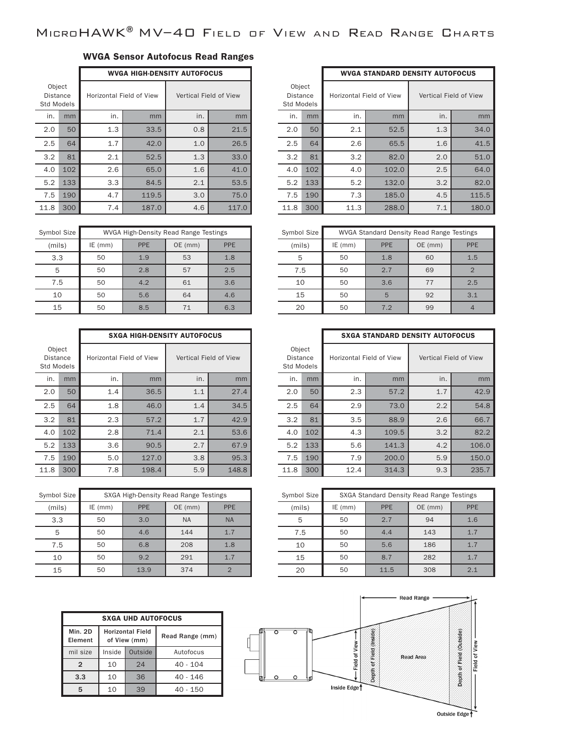# MicroHAWK® MV–40 Field of View and Read Range Charts

## WVGA Sensor Autofocus Read Ranges

| Object Distance Std Models | | WVGA HIGH-DENSITY AUTOFOCUS | | | |
|---|---|---|---|---|---|
| | | Horizontal Field of View | | Vertical Field of View | |
| in. | mm | in. | mm | in. | mm |
| 2.0 | 50 | 1.3 | 33.5 | 0.8 | 21.5 |
| 2.5 | 64 | 1.7 | 42.0 | 1.0 | 26.5 |
| 3.2 | 81 | 2.1 | 52.5 | 1.3 | 33.0 |
| 4.0 | 102 | 2.6 | 65.0 | 1.6 | 41.0 |
| 5.2 | 133 | 3.3 | 84.5 | 2.1 | 53.5 |
| 7.5 | 190 | 4.7 | 119.5 | 3.0 | 75.0 |
| 11.8 | 300 | 7.4 | 187.0 | 4.6 | 117.0 |

| Object Distance Std Models | | WVGA STANDARD DENSITY AUTOFOCUS | | | |
|---|---|---|---|---|---|
| | | Horizontal Field of View | | Vertical Field of View | |
| in. | mm | in. | mm | in. | mm |
| 2.0 | 50 | 2.1 | 52.5 | 1.3 | 34.0 |
| 2.5 | 64 | 2.6 | 65.5 | 1.6 | 41.5 |
| 3.2 | 81 | 3.2 | 82.0 | 2.0 | 51.0 |
| 4.0 | 102 | 4.0 | 102.0 | 2.5 | 64.0 |
| 5.2 | 133 | 5.2 | 132.0 | 3.2 | 82.0 |
| 7.5 | 190 | 7.3 | 185.0 | 4.5 | 115.5 |
| 11.8 | 300 | 11.3 | 288.0 | 7.1 | 180.0 |

| Symbol Size | WVGA High-Density Read Range Testings | | | |
|---|---|---|---|---|
| (mils) | IE (mm) | PPE | OE (mm) | PPE |
| 3.3 | 50 | 1.9 | 53 | 1.8 |
| 5 | 50 | 2.8 | 57 | 2.5 |
| 7.5 | 50 | 4.2 | 61 | 3.6 |
| 10 | 50 | 5.6 | 64 | 4.6 |
| 15 | 50 | 8.5 | 71 | 6.3 |

| Symbol Size | WVGA Standard Density Read Range Testings | | | |
|---|---|---|---|---|
| (mils) | IE (mm) | PPE | OE (mm) | PPE |
| 5 | 50 | 1.8 | 60 | 1.5 |
| 7.5 | 50 | 2.7 | 69 | 2 |
| 10 | 50 | 3.6 | 77 | 2.5 |
| 15 | 50 | 5 | 92 | 3.1 |
| 20 | 50 | 7.2 | 99 | 4 |

| Object Distance Std Models | | SXGA HIGH-DENSITY AUTOFOCUS | | | |
|---|---|---|---|---|---|
| | | Horizontal Field of View | | Vertical Field of View | |
| in. | mm | in. | mm | in. | mm |
| 2.0 | 50 | 1.4 | 36.5 | 1.1 | 27.4 |
| 2.5 | 64 | 1.8 | 46.0 | 1.4 | 34.5 |
| 3.2 | 81 | 2.3 | 57.2 | 1.7 | 42.9 |
| 4.0 | 102 | 2.8 | 71.4 | 2.1 | 53.6 |
| 5.2 | 133 | 3.6 | 90.5 | 2.7 | 67.9 |
| 7.5 | 190 | 5.0 | 127.0 | 3.8 | 95.3 |
| 11.8 | 300 | 7.8 | 198.4 | 5.9 | 148.8 |

| Object Distance Std Models | | SXGA STANDARD DENSITY AUTOFOCUS | | | |
|---|---|---|---|---|---|
| | | Horizontal Field of View | | Vertical Field of View | |
| in. | mm | in. | mm | in. | mm |
| 2.0 | 50 | 2.3 | 57.2 | 1.7 | 42.9 |
| 2.5 | 64 | 2.9 | 73.0 | 2.2 | 54.8 |
| 3.2 | 81 | 3.5 | 88.9 | 2.6 | 66.7 |
| 4.0 | 102 | 4.3 | 109.5 | 3.2 | 82.2 |
| 5.2 | 133 | 5.6 | 141.3 | 4.2 | 106.0 |
| 7.5 | 190 | 7.9 | 200.0 | 5.9 | 150.0 |
| 11.8 | 300 | 12.4 | 314.3 | 9.3 | 235.7 |

| Symbol Size | SXGA High-Density Read Range Testings | | | |
|---|---|---|---|---|
| (mils) | IE (mm) | PPE | OE (mm) | PPE |
| 3.3 | 50 | 3.0 | NA | NA |
| 5 | 50 | 4.6 | 144 | 1.7 |
| 7.5 | 50 | 6.8 | 208 | 1.8 |
| 10 | 50 | 9.2 | 291 | 1.7 |
| 15 | 50 | 13.9 | 374 | 2 |

| Symbol Size | SXGA Standard Density Read Range Testings | | | |
|---|---|---|---|---|
| (mils) | IE (mm) | PPE | OE (mm) | PPE |
| 5 | 50 | 2.7 | 94 | 1.6 |
| 7.5 | 50 | 4.4 | 143 | 1.7 |
| 10 | 50 | 5.6 | 186 | 1.7 |
| 15 | 50 | 8.7 | 282 | 1.7 |
| 20 | 50 | 11.5 | 308 | 2.1 |

| SXGA UHD AUTOFOCUS | | | |
|---|---|---|---|
| Min. 2D Element | Horizontal Field of View (mm) | | Read Range (mm) |
| mil size | Inside | Outside | Autofocus |
| 2 | 10 | 24 | 40 - 104 |
| 3.3 | 10 | 36 | 40 - 146 |
| 5 | 10 | 39 | 40 - 150 |

Read Range
Field of View
Depth of Field (Inside)
Read Area
Depth of Field (Outside)
Field of View
Inside Edge
Outside Edge